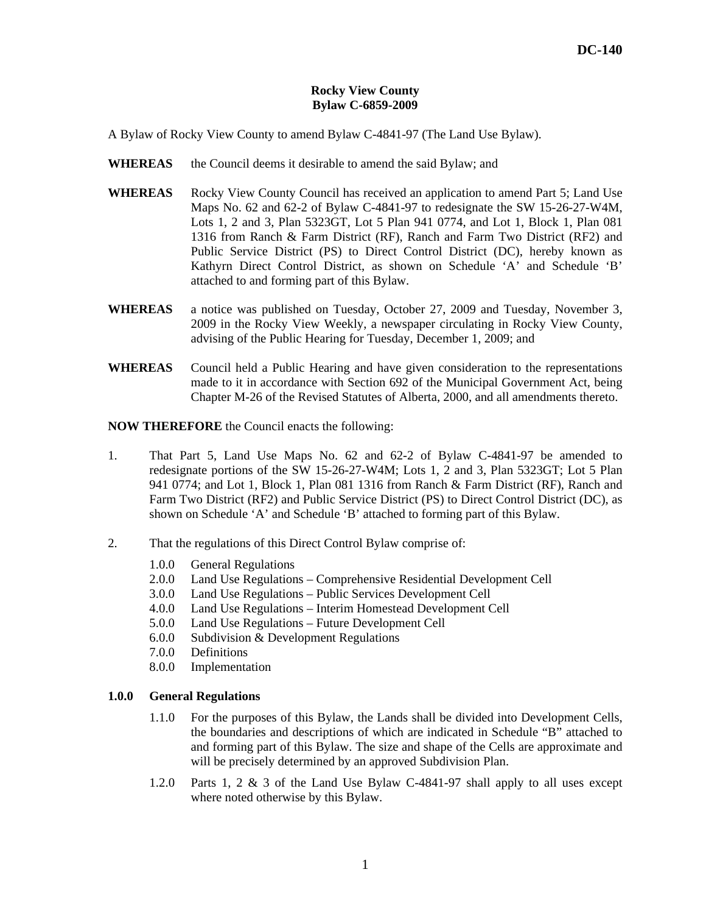**DC-140**

**Rocky View County**
**Bylaw C-6859-2009**

A Bylaw of Rocky View County to amend Bylaw C-4841-97 (The Land Use Bylaw).

**WHEREAS** the Council deems it desirable to amend the said Bylaw; and

**WHEREAS** Rocky View County Council has received an application to amend Part 5; Land Use Maps No. 62 and 62-2 of Bylaw C-4841-97 to redesignate the SW 15-26-27-W4M, Lots 1, 2 and 3, Plan 5323GT, Lot 5 Plan 941 0774, and Lot 1, Block 1, Plan 081 1316 from Ranch & Farm District (RF), Ranch and Farm Two District (RF2) and Public Service District (PS) to Direct Control District (DC), hereby known as Kathyrn Direct Control District, as shown on Schedule 'A' and Schedule 'B' attached to and forming part of this Bylaw.

**WHEREAS** a notice was published on Tuesday, October 27, 2009 and Tuesday, November 3, 2009 in the Rocky View Weekly, a newspaper circulating in Rocky View County, advising of the Public Hearing for Tuesday, December 1, 2009; and

**WHEREAS** Council held a Public Hearing and have given consideration to the representations made to it in accordance with Section 692 of the Municipal Government Act, being Chapter M-26 of the Revised Statutes of Alberta, 2000, and all amendments thereto.

**NOW THEREFORE** the Council enacts the following:

1. That Part 5, Land Use Maps No. 62 and 62-2 of Bylaw C-4841-97 be amended to redesignate portions of the SW 15-26-27-W4M; Lots 1, 2 and 3, Plan 5323GT; Lot 5 Plan 941 0774; and Lot 1, Block 1, Plan 081 1316 from Ranch & Farm District (RF), Ranch and Farm Two District (RF2) and Public Service District (PS) to Direct Control District (DC), as shown on Schedule 'A' and Schedule 'B' attached to forming part of this Bylaw.

2. That the regulations of this Direct Control Bylaw comprise of:

   1.0.0 General Regulations
   2.0.0 Land Use Regulations – Comprehensive Residential Development Cell
   3.0.0 Land Use Regulations – Public Services Development Cell
   4.0.0 Land Use Regulations – Interim Homestead Development Cell
   5.0.0 Land Use Regulations – Future Development Cell
   6.0.0 Subdivision & Development Regulations
   7.0.0 Definitions
   8.0.0 Implementation

## 1.0.0 General Regulations

1.1.0 For the purposes of this Bylaw, the Lands shall be divided into Development Cells, the boundaries and descriptions of which are indicated in Schedule "B" attached to and forming part of this Bylaw. The size and shape of the Cells are approximate and will be precisely determined by an approved Subdivision Plan.

1.2.0 Parts 1, 2 & 3 of the Land Use Bylaw C-4841-97 shall apply to all uses except where noted otherwise by this Bylaw.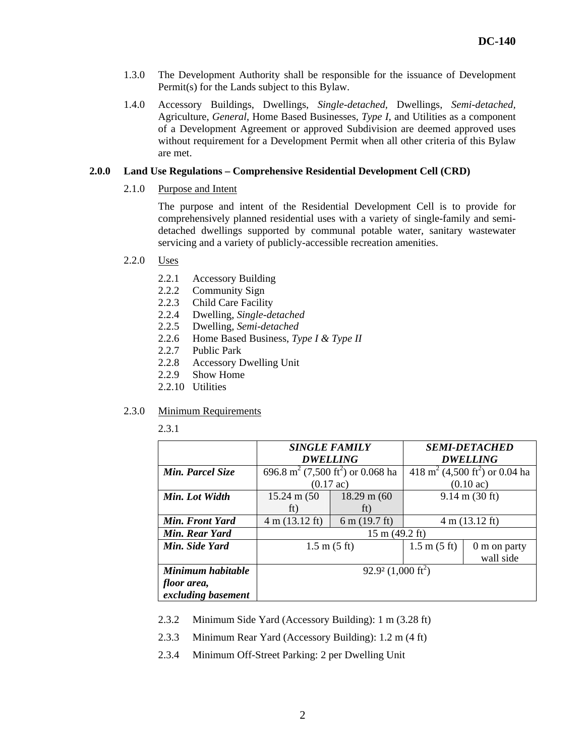1.3.0 The Development Authority shall be responsible for the issuance of Development Permit(s) for the Lands subject to this Bylaw.

1.4.0 Accessory Buildings, Dwellings, *Single-detached*, Dwellings, *Semi-detached*, Agriculture, *General*, Home Based Businesses, *Type I*, and Utilities as a component of a Development Agreement or approved Subdivision are deemed approved uses without requirement for a Development Permit when all other criteria of this Bylaw are met.

## 2.0.0 Land Use Regulations – Comprehensive Residential Development Cell (CRD)

2.1.0 Purpose and Intent

The purpose and intent of the Residential Development Cell is to provide for comprehensively planned residential uses with a variety of single-family and semi-detached dwellings supported by communal potable water, sanitary wastewater servicing and a variety of publicly-accessible recreation amenities.

2.2.0 Uses

- 2.2.1 Accessory Building
- 2.2.2 Community Sign
- 2.2.3 Child Care Facility
- 2.2.4 Dwelling, *Single-detached*
- 2.2.5 Dwelling, *Semi-detached*
- 2.2.6 Home Based Business, *Type I & Type II*
- 2.2.7 Public Park
- 2.2.8 Accessory Dwelling Unit
- 2.2.9 Show Home
- 2.2.10 Utilities

2.3.0 Minimum Requirements

2.3.1

| | ***SINGLE FAMILY DWELLING*** | | ***SEMI-DETACHED DWELLING*** | |
|---|---|---|---|---|
| ***Min. Parcel Size*** | 696.8 $m^2$ (7,500 $ft^2$) or 0.068 ha (0.17 ac) | | 418 $m^2$ (4,500 $ft^2$) or 0.04 ha (0.10 ac) | |
| ***Min. Lot Width*** | 15.24 m (50 ft) | 18.29 m (60 ft) | 9.14 m (30 ft) | |
| ***Min. Front Yard*** | 4 m (13.12 ft) | 6 m (19.7 ft) | 4 m (13.12 ft) | |
| ***Min. Rear Yard*** | 15 m (49.2 ft) | | | |
| ***Min. Side Yard*** | 1.5 m (5 ft) | | 1.5 m (5 ft) | 0 m on party wall side |
| ***Minimum habitable floor area, excluding basement*** | 92.9² (1,000 $ft^2$) | | | |

2.3.2 Minimum Side Yard (Accessory Building): 1 m (3.28 ft)

2.3.3 Minimum Rear Yard (Accessory Building): 1.2 m (4 ft)

2.3.4 Minimum Off-Street Parking: 2 per Dwelling Unit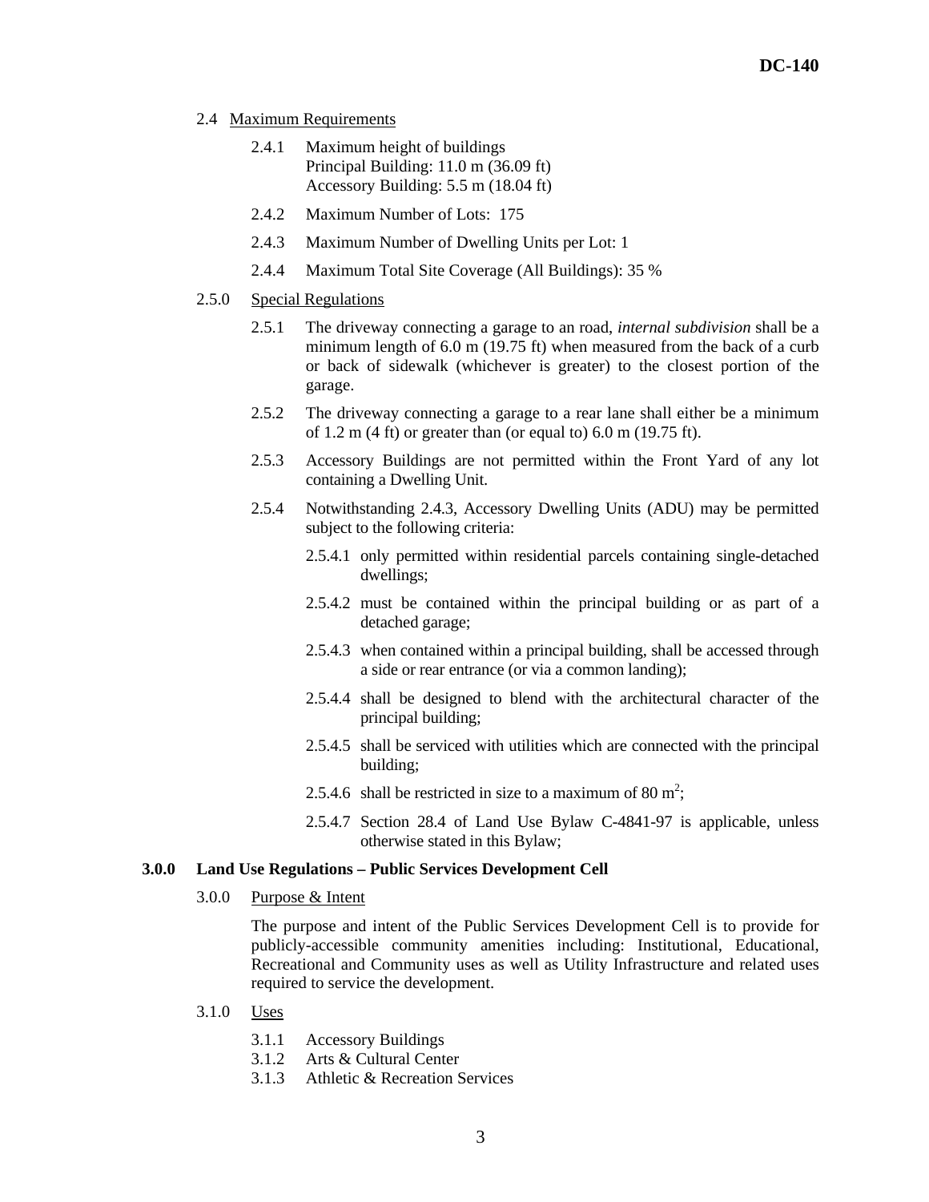2.4 Maximum Requirements

2.4.1 Maximum height of buildings
Principal Building: 11.0 m (36.09 ft)
Accessory Building: 5.5 m (18.04 ft)

2.4.2 Maximum Number of Lots: 175

2.4.3 Maximum Number of Dwelling Units per Lot: 1

2.4.4 Maximum Total Site Coverage (All Buildings): 35 %

2.5.0 Special Regulations

2.5.1 The driveway connecting a garage to an road, *internal subdivision* shall be a minimum length of 6.0 m (19.75 ft) when measured from the back of a curb or back of sidewalk (whichever is greater) to the closest portion of the garage.

2.5.2 The driveway connecting a garage to a rear lane shall either be a minimum of 1.2 m (4 ft) or greater than (or equal to) 6.0 m (19.75 ft).

2.5.3 Accessory Buildings are not permitted within the Front Yard of any lot containing a Dwelling Unit.

2.5.4 Notwithstanding 2.4.3, Accessory Dwelling Units (ADU) may be permitted subject to the following criteria:

2.5.4.1 only permitted within residential parcels containing single-detached dwellings;

2.5.4.2 must be contained within the principal building or as part of a detached garage;

2.5.4.3 when contained within a principal building, shall be accessed through a side or rear entrance (or via a common landing);

2.5.4.4 shall be designed to blend with the architectural character of the principal building;

2.5.4.5 shall be serviced with utilities which are connected with the principal building;

2.5.4.6 shall be restricted in size to a maximum of 80 $m^2$;

2.5.4.7 Section 28.4 of Land Use Bylaw C-4841-97 is applicable, unless otherwise stated in this Bylaw;

## 3.0.0 Land Use Regulations – Public Services Development Cell

3.0.0 Purpose & Intent

The purpose and intent of the Public Services Development Cell is to provide for publicly-accessible community amenities including: Institutional, Educational, Recreational and Community uses as well as Utility Infrastructure and related uses required to service the development.

3.1.0 Uses

3.1.1 Accessory Buildings
3.1.2 Arts & Cultural Center
3.1.3 Athletic & Recreation Services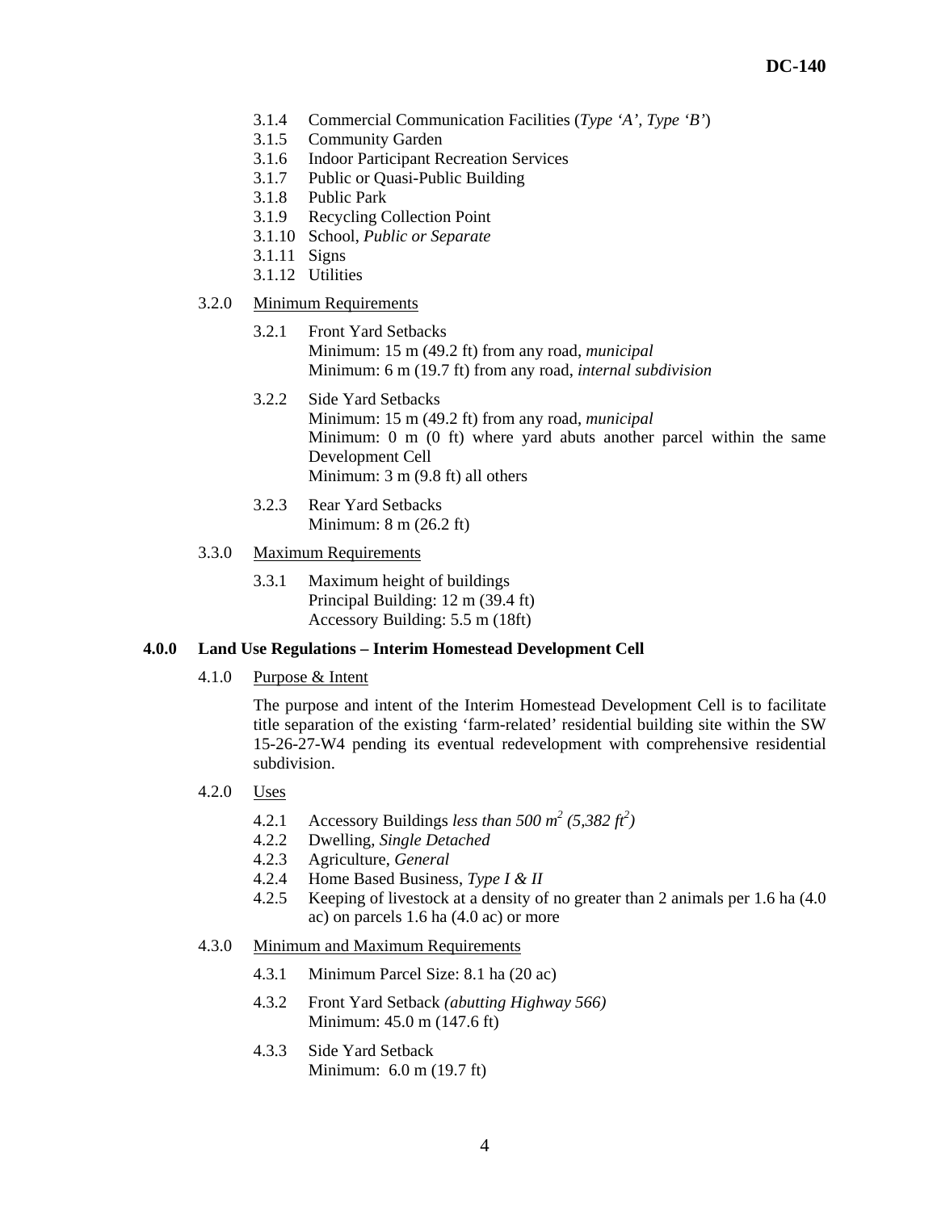3.1.4 Commercial Communication Facilities (*Type 'A', Type 'B'*)
3.1.5 Community Garden
3.1.6 Indoor Participant Recreation Services
3.1.7 Public or Quasi-Public Building
3.1.8 Public Park
3.1.9 Recycling Collection Point
3.1.10 School, *Public or Separate*
3.1.11 Signs
3.1.12 Utilities

3.2.0 Minimum Requirements

3.2.1 Front Yard Setbacks
Minimum: 15 m (49.2 ft) from any road, *municipal*
Minimum: 6 m (19.7 ft) from any road, *internal subdivision*

3.2.2 Side Yard Setbacks
Minimum: 15 m (49.2 ft) from any road, *municipal*
Minimum: 0 m (0 ft) where yard abuts another parcel within the same Development Cell
Minimum: 3 m (9.8 ft) all others

3.2.3 Rear Yard Setbacks
Minimum: 8 m (26.2 ft)

3.3.0 Maximum Requirements

3.3.1 Maximum height of buildings
Principal Building: 12 m (39.4 ft)
Accessory Building: 5.5 m (18ft)

**4.0.0 Land Use Regulations – Interim Homestead Development Cell**

4.1.0 Purpose & Intent

The purpose and intent of the Interim Homestead Development Cell is to facilitate title separation of the existing 'farm-related' residential building site within the SW 15-26-27-W4 pending its eventual redevelopment with comprehensive residential subdivision.

4.2.0 Uses

4.2.1 Accessory Buildings *less than 500 $m^2$ (5,382 $ft^2$)*
4.2.2 Dwelling, *Single Detached*
4.2.3 Agriculture, *General*
4.2.4 Home Based Business, *Type I & II*
4.2.5 Keeping of livestock at a density of no greater than 2 animals per 1.6 ha (4.0 ac) on parcels 1.6 ha (4.0 ac) or more

4.3.0 Minimum and Maximum Requirements

4.3.1 Minimum Parcel Size: 8.1 ha (20 ac)

4.3.2 Front Yard Setback *(abutting Highway 566)*
Minimum: 45.0 m (147.6 ft)

4.3.3 Side Yard Setback
Minimum: 6.0 m (19.7 ft)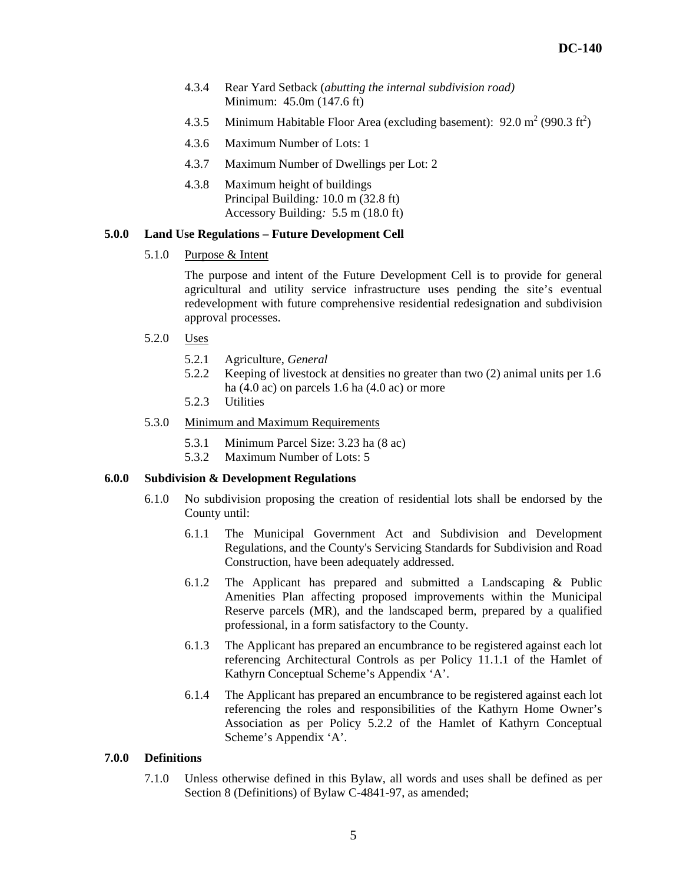4.3.4 Rear Yard Setback (*abutting the internal subdivision road)*
Minimum: 45.0m (147.6 ft)

4.3.5 Minimum Habitable Floor Area (excluding basement): 92.0 $m^2$ (990.3 $ft^2$)

4.3.6 Maximum Number of Lots: 1

4.3.7 Maximum Number of Dwellings per Lot: 2

4.3.8 Maximum height of buildings
Principal Building*:* 10.0 m (32.8 ft)
Accessory Building*:* 5.5 m (18.0 ft)

**5.0.0 Land Use Regulations – Future Development Cell**

5.1.0 Purpose & Intent

The purpose and intent of the Future Development Cell is to provide for general agricultural and utility service infrastructure uses pending the site's eventual redevelopment with future comprehensive residential redesignation and subdivision approval processes.

5.2.0 Uses

5.2.1 Agriculture, *General*
5.2.2 Keeping of livestock at densities no greater than two (2) animal units per 1.6 ha (4.0 ac) on parcels 1.6 ha (4.0 ac) or more
5.2.3 Utilities

5.3.0 Minimum and Maximum Requirements

5.3.1 Minimum Parcel Size: 3.23 ha (8 ac)
5.3.2 Maximum Number of Lots: 5

**6.0.0 Subdivision & Development Regulations**

6.1.0 No subdivision proposing the creation of residential lots shall be endorsed by the County until:

6.1.1 The Municipal Government Act and Subdivision and Development Regulations, and the County's Servicing Standards for Subdivision and Road Construction, have been adequately addressed.

6.1.2 The Applicant has prepared and submitted a Landscaping & Public Amenities Plan affecting proposed improvements within the Municipal Reserve parcels (MR), and the landscaped berm, prepared by a qualified professional, in a form satisfactory to the County.

6.1.3 The Applicant has prepared an encumbrance to be registered against each lot referencing Architectural Controls as per Policy 11.1.1 of the Hamlet of Kathyrn Conceptual Scheme's Appendix 'A'.

6.1.4 The Applicant has prepared an encumbrance to be registered against each lot referencing the roles and responsibilities of the Kathyrn Home Owner's Association as per Policy 5.2.2 of the Hamlet of Kathyrn Conceptual Scheme's Appendix 'A'.

**7.0.0 Definitions**

7.1.0 Unless otherwise defined in this Bylaw, all words and uses shall be defined as per Section 8 (Definitions) of Bylaw C-4841-97, as amended;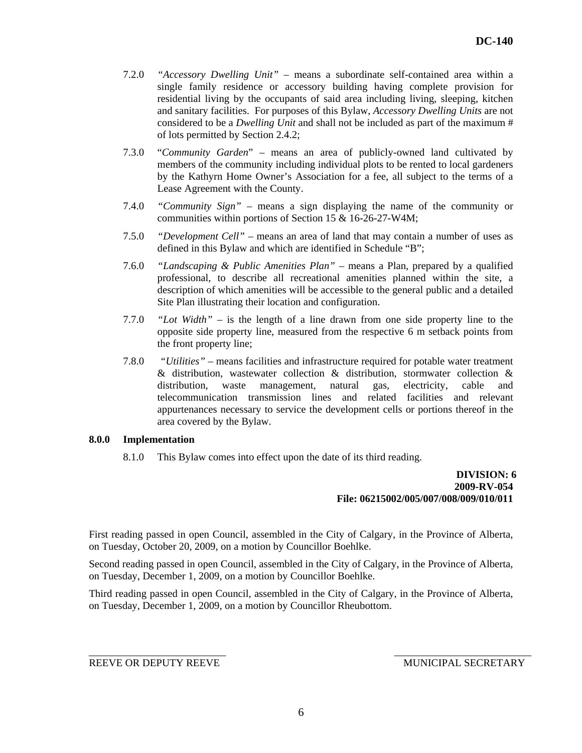7.2.0 *"Accessory Dwelling Unit"* – means a subordinate self-contained area within a single family residence or accessory building having complete provision for residential living by the occupants of said area including living, sleeping, kitchen and sanitary facilities. For purposes of this Bylaw, *Accessory Dwelling Units* are not considered to be a *Dwelling Unit* and shall not be included as part of the maximum # of lots permitted by Section 2.4.2;

7.3.0 "*Community Garden*" – means an area of publicly-owned land cultivated by members of the community including individual plots to be rented to local gardeners by the Kathyrn Home Owner's Association for a fee, all subject to the terms of a Lease Agreement with the County.

7.4.0 *"Community Sign"* – means a sign displaying the name of the community or communities within portions of Section 15 & 16-26-27-W4M;

7.5.0 *"Development Cell"* – means an area of land that may contain a number of uses as defined in this Bylaw and which are identified in Schedule "B";

7.6.0 *"Landscaping & Public Amenities Plan"* – means a Plan, prepared by a qualified professional, to describe all recreational amenities planned within the site, a description of which amenities will be accessible to the general public and a detailed Site Plan illustrating their location and configuration.

7.7.0 *"Lot Width"* – is the length of a line drawn from one side property line to the opposite side property line, measured from the respective 6 m setback points from the front property line;

7.8.0 *"Utilities"* – means facilities and infrastructure required for potable water treatment & distribution, wastewater collection & distribution, stormwater collection & distribution, waste management, natural gas, electricity, cable and telecommunication transmission lines and related facilities and relevant appurtenances necessary to service the development cells or portions thereof in the area covered by the Bylaw.

**8.0.0 Implementation**

8.1.0 This Bylaw comes into effect upon the date of its third reading.

**DIVISION: 6**
**2009-RV-054**
**File: 06215002/005/007/008/009/010/011**

First reading passed in open Council, assembled in the City of Calgary, in the Province of Alberta, on Tuesday, October 20, 2009, on a motion by Councillor Boehlke.

Second reading passed in open Council, assembled in the City of Calgary, in the Province of Alberta, on Tuesday, December 1, 2009, on a motion by Councillor Boehlke.

Third reading passed in open Council, assembled in the City of Calgary, in the Province of Alberta, on Tuesday, December 1, 2009, on a motion by Councillor Rheubottom.

\_\_\_\_\_\_\_\_\_\_\_\_\_\_\_\_\_\_\_\_\_\_\_\_\_\_
REEVE OR DEPUTY REEVE

\_\_\_\_\_\_\_\_\_\_\_\_\_\_\_\_\_\_\_\_\_\_\_\_\_\_
MUNICIPAL SECRETARY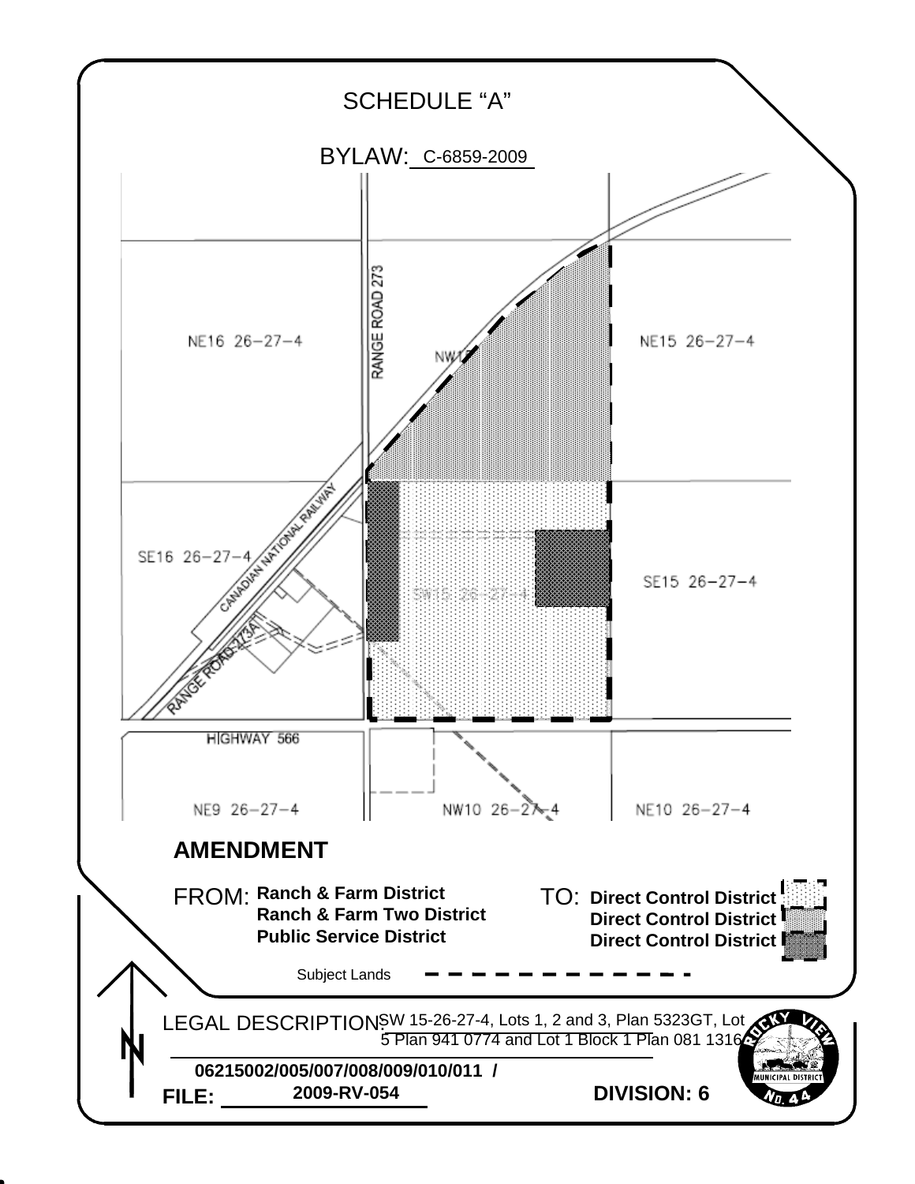# SCHEDULE "A"

BYLAW: C-6859-2009

RANGE ROAD 273

NE16 26-27-4

NW15

NE15 26-27-4

SE16 26-27-4

CANADIAN NATIONAL RAILWAY

RANGE ROAD 273A

SW15 26-27-4

SE15 26-27-4

HIGHWAY 566

NE9 26-27-4

NW10 26-27-4

NE10 26-27-4

## AMENDMENT

FROM: **Ranch & Farm District**
**Ranch & Farm Two District**
**Public Service District**

TO: **Direct Control District**
**Direct Control District**
**Direct Control District**

Subject Lands

LEGAL DESCRIPTION: SW 15-26-27-4, Lots 1, 2 and 3, Plan 5323GT, Lot 5 Plan 941 0774 and Lot 1 Block 1 Plan 081 1316

**06215002/005/007/008/009/010/011 /**

**FILE: 2009-RV-054**

**DIVISION: 6**

ROCKY VIEW MUNICIPAL DISTRICT No. 44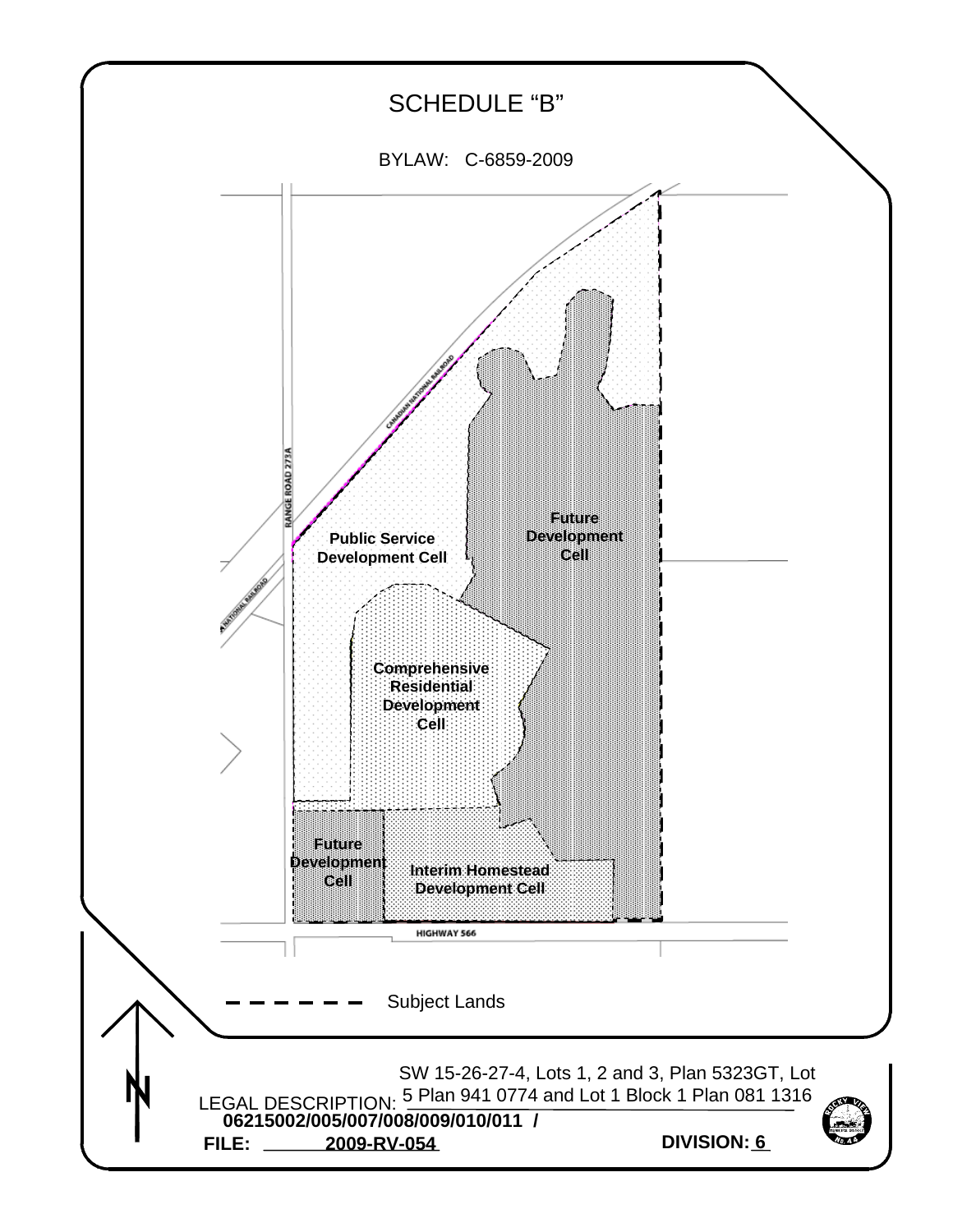# SCHEDULE "B"

BYLAW: C-6859-2009

CANADIAN NATIONAL RAILROAD

RANGE ROAD 273A

Future Development Cell

Public Service Development Cell

Comprehensive Residential Development Cell

Future Development Cell

Interim Homestead Development Cell

HIGHWAY 566

Subject Lands

LEGAL DESCRIPTION: SW 15-26-27-4, Lots 1, 2 and 3, Plan 5323GT, Lot 5 Plan 941 0774 and Lot 1 Block 1 Plan 081 1316

**06215002/005/007/008/009/010/011 /**

**FILE: 2009-RV-054**

**DIVISION: 6**